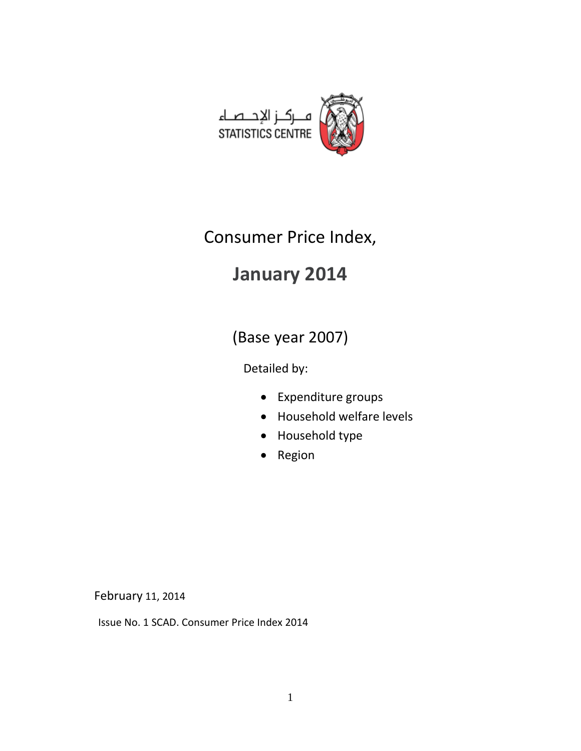مـركـز الإحـصـاء
STATISTICS CENTRE

# Consumer Price Index,

# January 2014

## (Base year 2007)

Detailed by:

- Expenditure groups
- Household welfare levels
- Household type
- Region

February 11, 2014

Issue No. 1 SCAD. Consumer Price Index 2014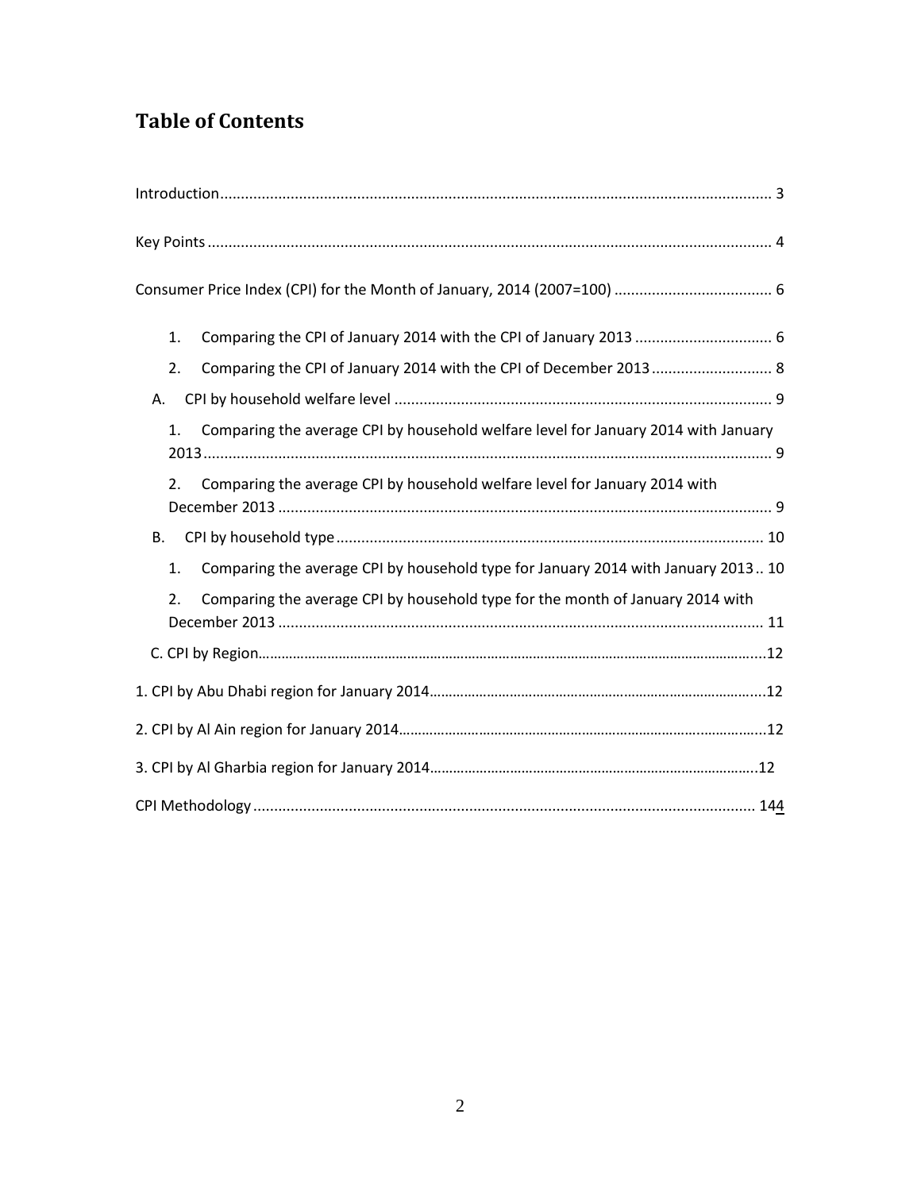# Table of Contents

Introduction .................................................................................................................................... 3

Key Points ....................................................................................................................................... 4

Consumer Price Index (CPI) for the Month of January, 2014 (2007=100) ...................................... 6

1. Comparing the CPI of January 2014 with the CPI of January 2013 ................................. 6
2. Comparing the CPI of January 2014 with the CPI of December 2013 ............................. 8

A. CPI by household welfare level .......................................................................................... 9

1. Comparing the average CPI by household welfare level for January 2014 with January 2013 ........................................................................................................................................ 9
2. Comparing the average CPI by household welfare level for January 2014 with December 2013 ...................................................................................................................... 9

B. CPI by household type ....................................................................................................... 10

1. Comparing the average CPI by household type for January 2014 with January 2013 .. 10
2. Comparing the average CPI by household type for the month of January 2014 with December 2013 .................................................................................................................... 11

C. CPI by Region……………………………………………………………………………………………………………...12

1. CPI by Abu Dhabi region for January 2014……………………………………………………………………….....12

2. CPI by Al Ain region for January 2014……………………………………………………………………………….....12

3. CPI by Al Gharbia region for January 2014…………………………………………………………………………..12

CPI Methodology ......................................................................................................................... 144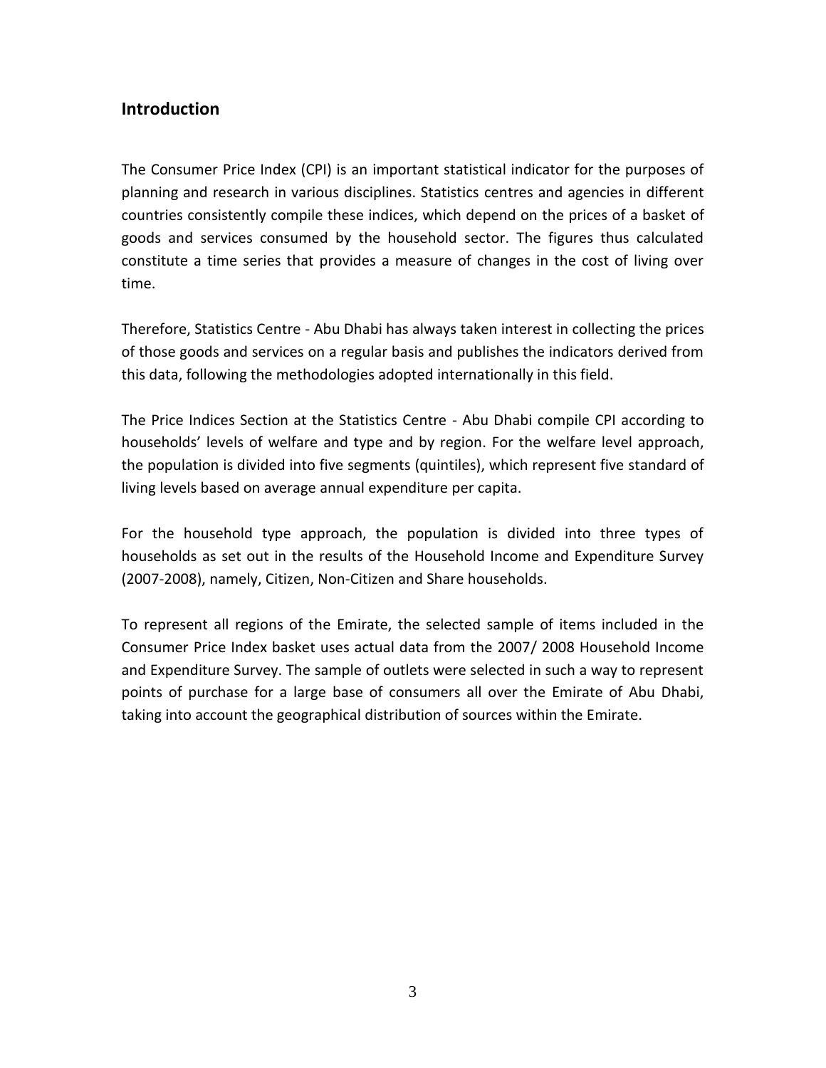## Introduction

The Consumer Price Index (CPI) is an important statistical indicator for the purposes of planning and research in various disciplines. Statistics centres and agencies in different countries consistently compile these indices, which depend on the prices of a basket of goods and services consumed by the household sector. The figures thus calculated constitute a time series that provides a measure of changes in the cost of living over time.

Therefore, Statistics Centre - Abu Dhabi has always taken interest in collecting the prices of those goods and services on a regular basis and publishes the indicators derived from this data, following the methodologies adopted internationally in this field.

The Price Indices Section at the Statistics Centre - Abu Dhabi compile CPI according to households' levels of welfare and type and by region. For the welfare level approach, the population is divided into five segments (quintiles), which represent five standard of living levels based on average annual expenditure per capita.

For the household type approach, the population is divided into three types of households as set out in the results of the Household Income and Expenditure Survey (2007-2008), namely, Citizen, Non-Citizen and Share households.

To represent all regions of the Emirate, the selected sample of items included in the Consumer Price Index basket uses actual data from the 2007/ 2008 Household Income and Expenditure Survey. The sample of outlets were selected in such a way to represent points of purchase for a large base of consumers all over the Emirate of Abu Dhabi, taking into account the geographical distribution of sources within the Emirate.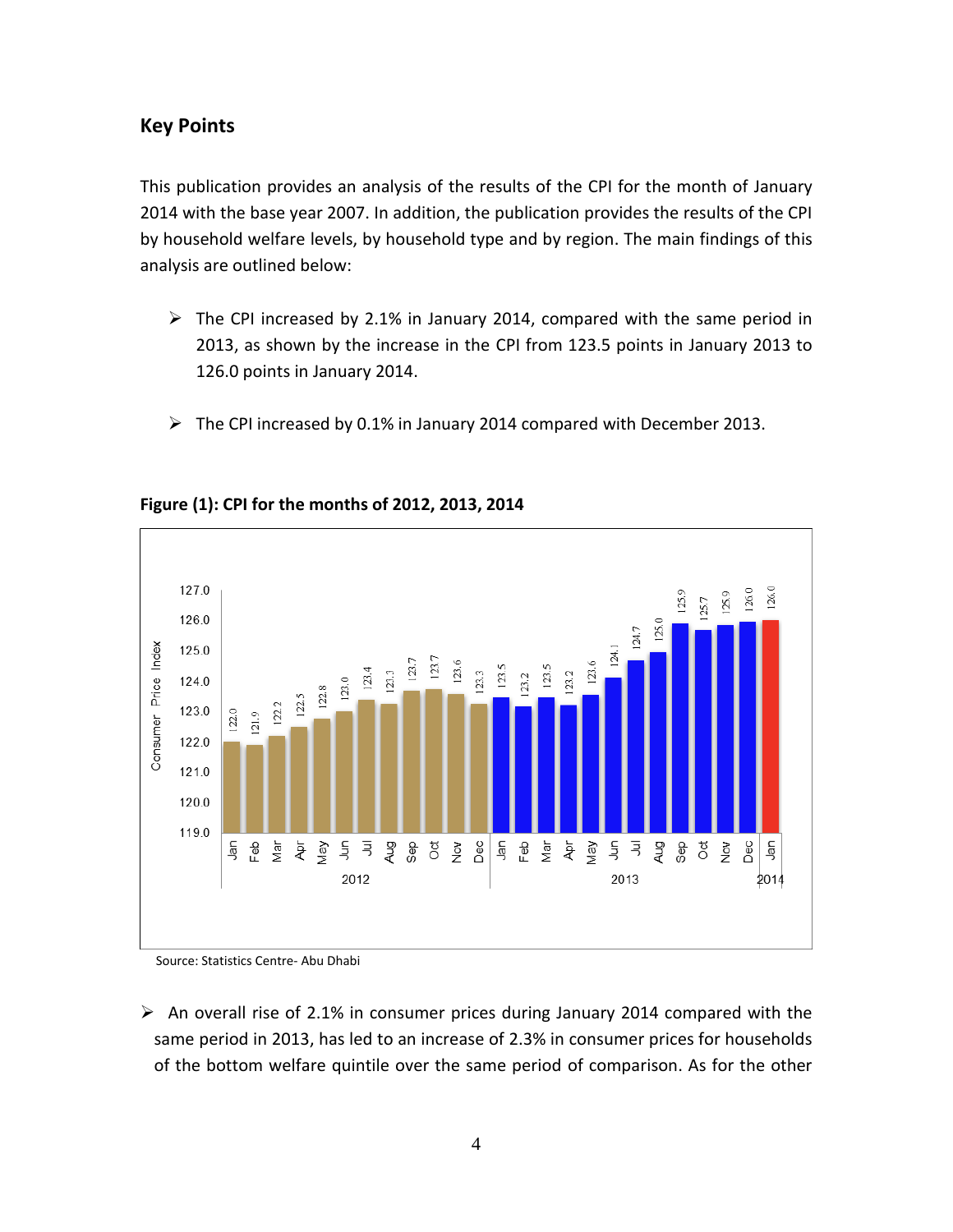## Key Points

This publication provides an analysis of the results of the CPI for the month of January 2014 with the base year 2007. In addition, the publication provides the results of the CPI by household welfare levels, by household type and by region. The main findings of this analysis are outlined below:

- The CPI increased by 2.1% in January 2014, compared with the same period in 2013, as shown by the increase in the CPI from 123.5 points in January 2013 to 126.0 points in January 2014.
- The CPI increased by 0.1% in January 2014 compared with December 2013.

**Figure (1): CPI for the months of 2012, 2013, 2014**

| Year | Month | Consumer Price Index |
|---|---|---|
| 2012 | Jan | 122.0 |
| 2012 | Feb | 121.9 |
| 2012 | Mar | 122.2 |
| 2012 | Apr | 122.5 |
| 2012 | May | 122.8 |
| 2012 | Jun | 123.0 |
| 2012 | Jul | 123.4 |
| 2012 | Aug | 123.3 |
| 2012 | Sep | 123.7 |
| 2012 | Oct | 123.7 |
| 2012 | Nov | 123.6 |
| 2012 | Dec | 123.3 |
| 2013 | Jan | 123.5 |
| 2013 | Feb | 123.2 |
| 2013 | Mar | 123.5 |
| 2013 | Apr | 123.2 |
| 2013 | May | 123.6 |
| 2013 | Jun | 124.1 |
| 2013 | Jul | 124.7 |
| 2013 | Aug | 125.0 |
| 2013 | Sep | 125.9 |
| 2013 | Oct | 125.7 |
| 2013 | Nov | 125.9 |
| 2013 | Dec | 126.0 |
| 2014 | Jan | 126.0 |

Source: Statistics Centre- Abu Dhabi

- An overall rise of 2.1% in consumer prices during January 2014 compared with the same period in 2013, has led to an increase of 2.3% in consumer prices for households of the bottom welfare quintile over the same period of comparison. As for the other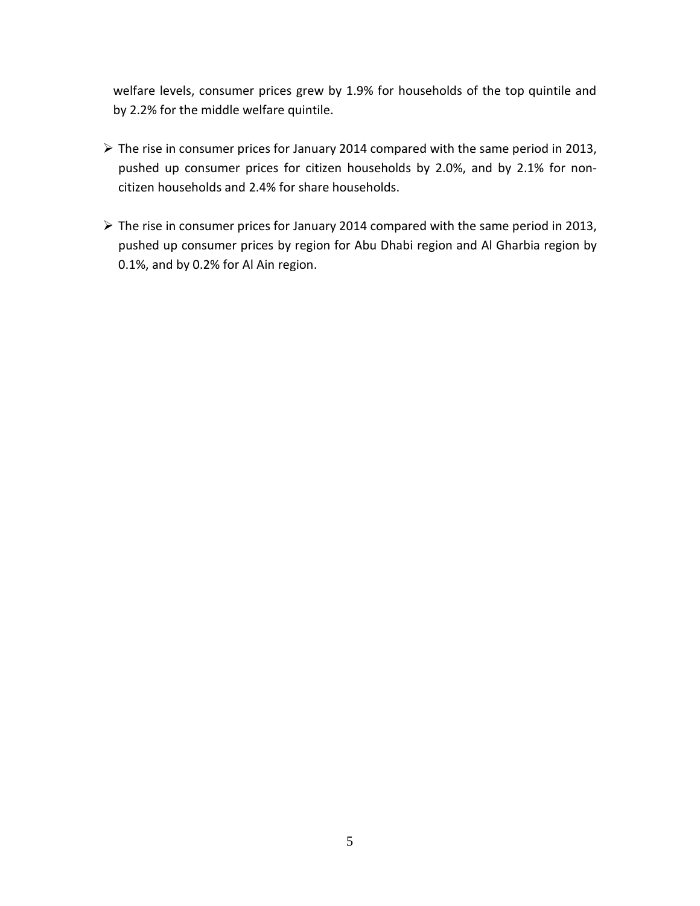welfare levels, consumer prices grew by 1.9% for households of the top quintile and by 2.2% for the middle welfare quintile.

- The rise in consumer prices for January 2014 compared with the same period in 2013, pushed up consumer prices for citizen households by 2.0%, and by 2.1% for non-citizen households and 2.4% for share households.
- The rise in consumer prices for January 2014 compared with the same period in 2013, pushed up consumer prices by region for Abu Dhabi region and Al Gharbia region by 0.1%, and by 0.2% for Al Ain region.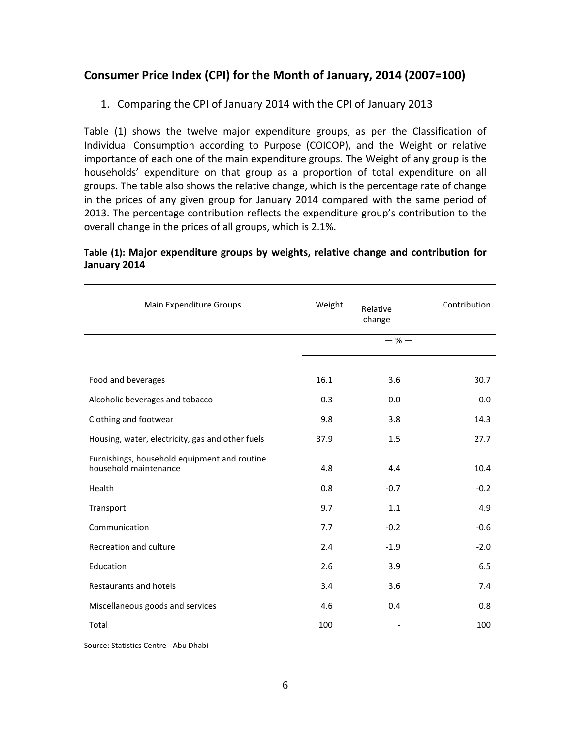## Consumer Price Index (CPI) for the Month of January, 2014 (2007=100)

1. Comparing the CPI of January 2014 with the CPI of January 2013

Table (1) shows the twelve major expenditure groups, as per the Classification of Individual Consumption according to Purpose (COICOP), and the Weight or relative importance of each one of the main expenditure groups. The Weight of any group is the households' expenditure on that group as a proportion of total expenditure on all groups. The table also shows the relative change, which is the percentage rate of change in the prices of any given group for January 2014 compared with the same period of 2013. The percentage contribution reflects the expenditure group's contribution to the overall change in the prices of all groups, which is 2.1%.

**Table (1): Major expenditure groups by weights, relative change and contribution for January 2014**

| Main Expenditure Groups | Weight | Relative change | Contribution |
|---|---|---|---|
| | | — % — | |
| Food and beverages | 16.1 | 3.6 | 30.7 |
| Alcoholic beverages and tobacco | 0.3 | 0.0 | 0.0 |
| Clothing and footwear | 9.8 | 3.8 | 14.3 |
| Housing, water, electricity, gas and other fuels | 37.9 | 1.5 | 27.7 |
| Furnishings, household equipment and routine household maintenance | 4.8 | 4.4 | 10.4 |
| Health | 0.8 | -0.7 | -0.2 |
| Transport | 9.7 | 1.1 | 4.9 |
| Communication | 7.7 | -0.2 | -0.6 |
| Recreation and culture | 2.4 | -1.9 | -2.0 |
| Education | 2.6 | 3.9 | 6.5 |
| Restaurants and hotels | 3.4 | 3.6 | 7.4 |
| Miscellaneous goods and services | 4.6 | 0.4 | 0.8 |
| Total | 100 | - | 100 |

Source: Statistics Centre - Abu Dhabi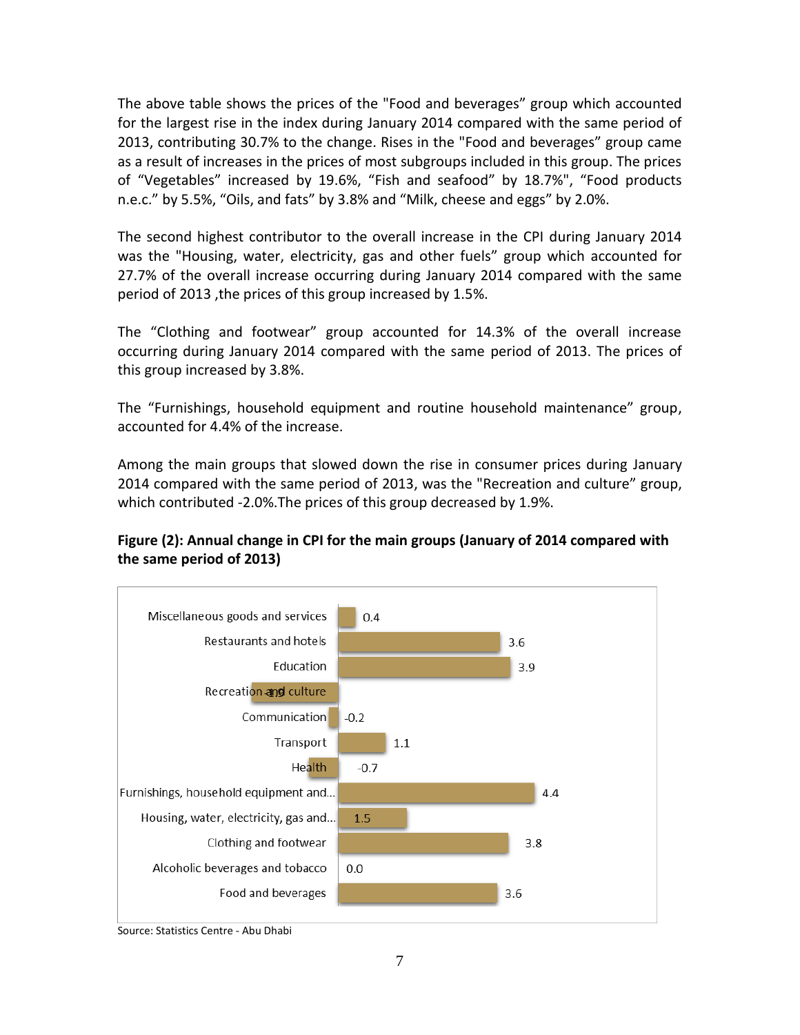The above table shows the prices of the "Food and beverages" group which accounted for the largest rise in the index during January 2014 compared with the same period of 2013, contributing 30.7% to the change. Rises in the "Food and beverages" group came as a result of increases in the prices of most subgroups included in this group. The prices of "Vegetables" increased by 19.6%, "Fish and seafood" by 18.7%", "Food products n.e.c." by 5.5%, "Oils, and fats" by 3.8% and "Milk, cheese and eggs" by 2.0%.

The second highest contributor to the overall increase in the CPI during January 2014 was the "Housing, water, electricity, gas and other fuels" group which accounted for 27.7% of the overall increase occurring during January 2014 compared with the same period of 2013 ,the prices of this group increased by 1.5%.

The "Clothing and footwear" group accounted for 14.3% of the overall increase occurring during January 2014 compared with the same period of 2013. The prices of this group increased by 3.8%.

The "Furnishings, household equipment and routine household maintenance" group, accounted for 4.4% of the increase.

Among the main groups that slowed down the rise in consumer prices during January 2014 compared with the same period of 2013, was the "Recreation and culture" group, which contributed -2.0%.The prices of this group decreased by 1.9%.

**Figure (2): Annual change in CPI for the main groups (January of 2014 compared with the same period of 2013)**

| Group | Annual change (%) |
|---|---|
| Miscellaneous goods and services | 0.4 |
| Restaurants and hotels | 3.6 |
| Education | 3.9 |
| Recreation and culture | -1.9 |
| Communication | -0.2 |
| Transport | 1.1 |
| Health | -0.7 |
| Furnishings, household equipment and... | 4.4 |
| Housing, water, electricity, gas and... | 1.5 |
| Clothing and footwear | 3.8 |
| Alcoholic beverages and tobacco | 0.0 |
| Food and beverages | 3.6 |

Source: Statistics Centre - Abu Dhabi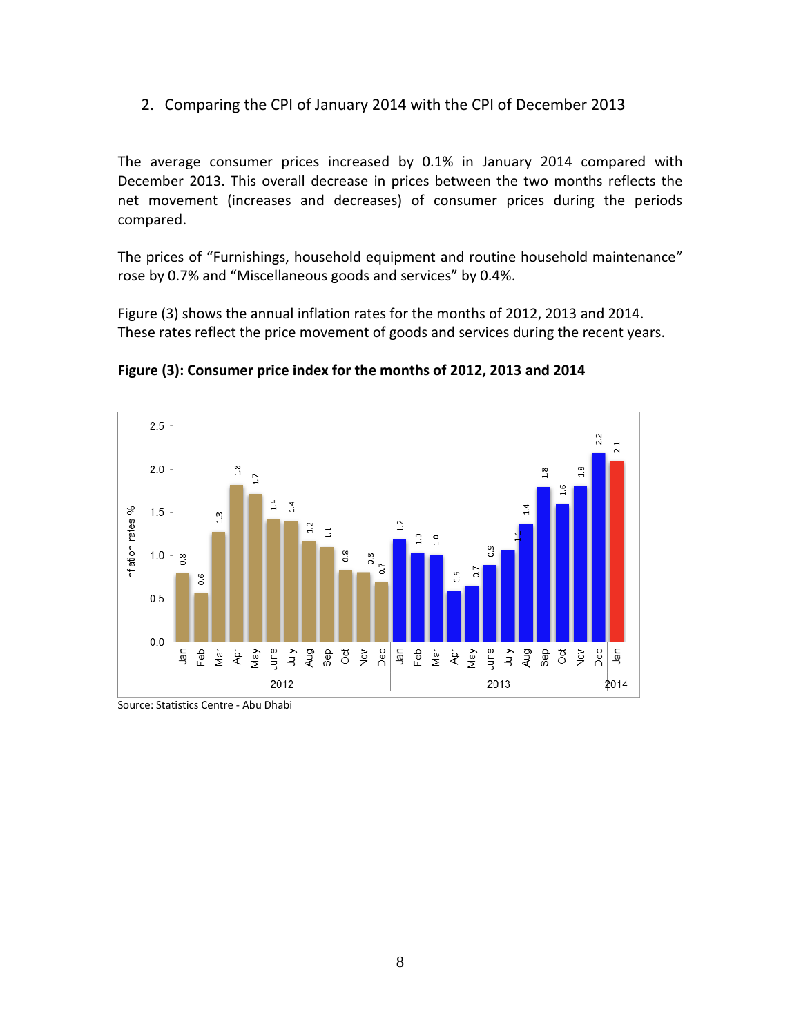2. Comparing the CPI of January 2014 with the CPI of December 2013

The average consumer prices increased by 0.1% in January 2014 compared with December 2013. This overall decrease in prices between the two months reflects the net movement (increases and decreases) of consumer prices during the periods compared.

The prices of "Furnishings, household equipment and routine household maintenance" rose by 0.7% and "Miscellaneous goods and services" by 0.4%.

Figure (3) shows the annual inflation rates for the months of 2012, 2013 and 2014. These rates reflect the price movement of goods and services during the recent years.

**Figure (3): Consumer price index for the months of 2012, 2013 and 2014**

Inflation rates %

| Year | Jan | Feb | Mar | Apr | May | June | July | Aug | Sep | Oct | Nov | Dec |
|---|---|---|---|---|---|---|---|---|---|---|---|---|
| 2012 | 0.8 | 0.6 | 1.3 | 1.8 | 1.7 | 1.4 | 1.4 | 1.2 | 1.1 | 0.8 | 0.8 | 0.7 |
| 2013 | 1.2 | 1.0 | 1.0 | 0.6 | 0.7 | 0.9 | 1.1 | 1.4 | 1.8 | 1.6 | 1.8 | 2.2 |
| 2014 | 2.1 | | | | | | | | | | | |

Source: Statistics Centre - Abu Dhabi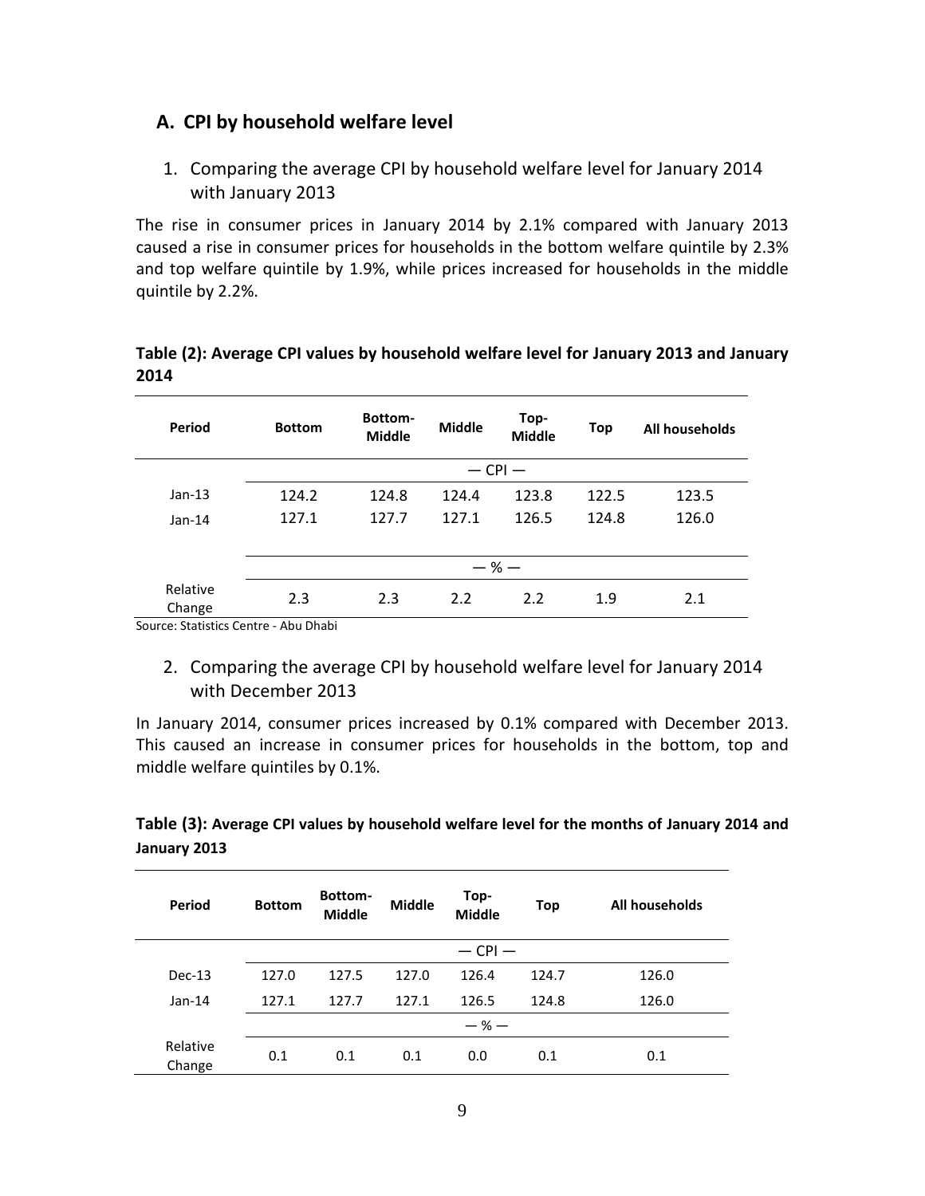## A. CPI by household welfare level

1. Comparing the average CPI by household welfare level for January 2014 with January 2013

The rise in consumer prices in January 2014 by 2.1% compared with January 2013 caused a rise in consumer prices for households in the bottom welfare quintile by 2.3% and top welfare quintile by 1.9%, while prices increased for households in the middle quintile by 2.2%.

**Table (2): Average CPI values by household welfare level for January 2013 and January 2014**

| Period | Bottom | Bottom-Middle | Middle | Top-Middle | Top | All households |
|---|---|---|---|---|---|---|
| | | | — CPI — | | | |
| Jan-13 | 124.2 | 124.8 | 124.4 | 123.8 | 122.5 | 123.5 |
| Jan-14 | 127.1 | 127.7 | 127.1 | 126.5 | 124.8 | 126.0 |
| | | | — % — | | | |
| Relative Change | 2.3 | 2.3 | 2.2 | 2.2 | 1.9 | 2.1 |

Source: Statistics Centre - Abu Dhabi

2. Comparing the average CPI by household welfare level for January 2014 with December 2013

In January 2014, consumer prices increased by 0.1% compared with December 2013. This caused an increase in consumer prices for households in the bottom, top and middle welfare quintiles by 0.1%.

**Table (3): Average CPI values by household welfare level for the months of January 2014 and January 2013**

| Period | Bottom | Bottom-Middle | Middle | Top-Middle | Top | All households |
|---|---|---|---|---|---|---|
| | | | — CPI — | | | |
| Dec-13 | 127.0 | 127.5 | 127.0 | 126.4 | 124.7 | 126.0 |
| Jan-14 | 127.1 | 127.7 | 127.1 | 126.5 | 124.8 | 126.0 |
| | | | — % — | | | |
| Relative Change | 0.1 | 0.1 | 0.1 | 0.0 | 0.1 | 0.1 |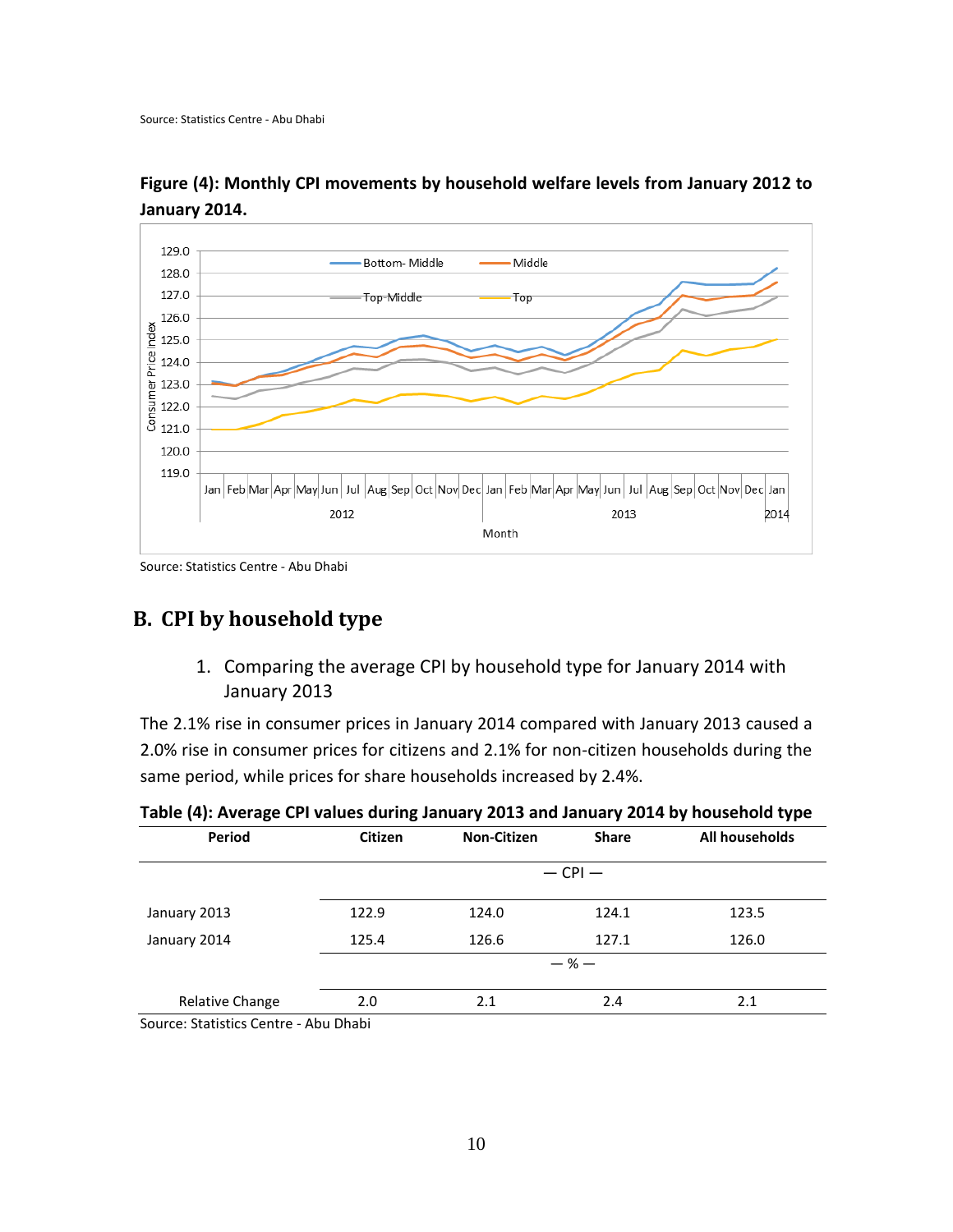Source: Statistics Centre - Abu Dhabi

**Figure (4): Monthly CPI movements by household welfare levels from January 2012 to January 2014.**

Source: Statistics Centre - Abu Dhabi

## B. CPI by household type

1. Comparing the average CPI by household type for January 2014 with January 2013

The 2.1% rise in consumer prices in January 2014 compared with January 2013 caused a 2.0% rise in consumer prices for citizens and 2.1% for non-citizen households during the same period, while prices for share households increased by 2.4%.

**Table (4): Average CPI values during January 2013 and January 2014 by household type**

| Period | Citizen | Non-Citizen | Share | All households |
|---|---|---|---|---|
| | — CPI — | | | |
| January 2013 | 122.9 | 124.0 | 124.1 | 123.5 |
| January 2014 | 125.4 | 126.6 | 127.1 | 126.0 |
| | — % — | | | |
| Relative Change | 2.0 | 2.1 | 2.4 | 2.1 |

Source: Statistics Centre - Abu Dhabi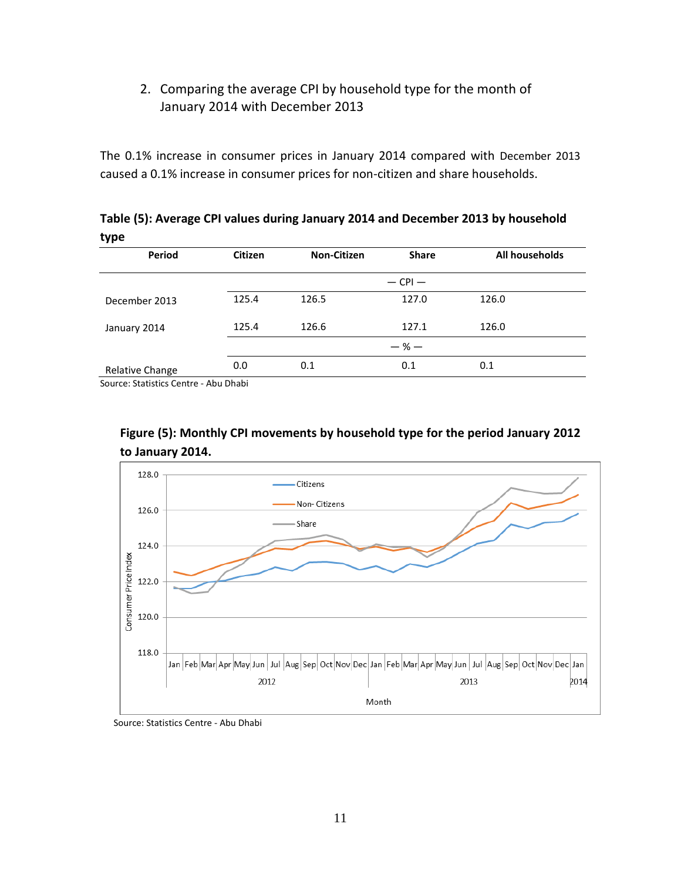2. Comparing the average CPI by household type for the month of January 2014 with December 2013

The 0.1% increase in consumer prices in January 2014 compared with December 2013 caused a 0.1% increase in consumer prices for non-citizen and share households.

**Table (5): Average CPI values during January 2014 and December 2013 by household type**

| Period | Citizen | Non-Citizen | Share | All households |
|---|---|---|---|---|
| | | | — CPI — | |
| December 2013 | 125.4 | 126.5 | 127.0 | 126.0 |
| January 2014 | 125.4 | 126.6 | 127.1 | 126.0 |
| | | | — % — | |
| Relative Change | 0.0 | 0.1 | 0.1 | 0.1 |

Source: Statistics Centre - Abu Dhabi

**Figure (5): Monthly CPI movements by household type for the period January 2012 to January 2014.**

Source: Statistics Centre - Abu Dhabi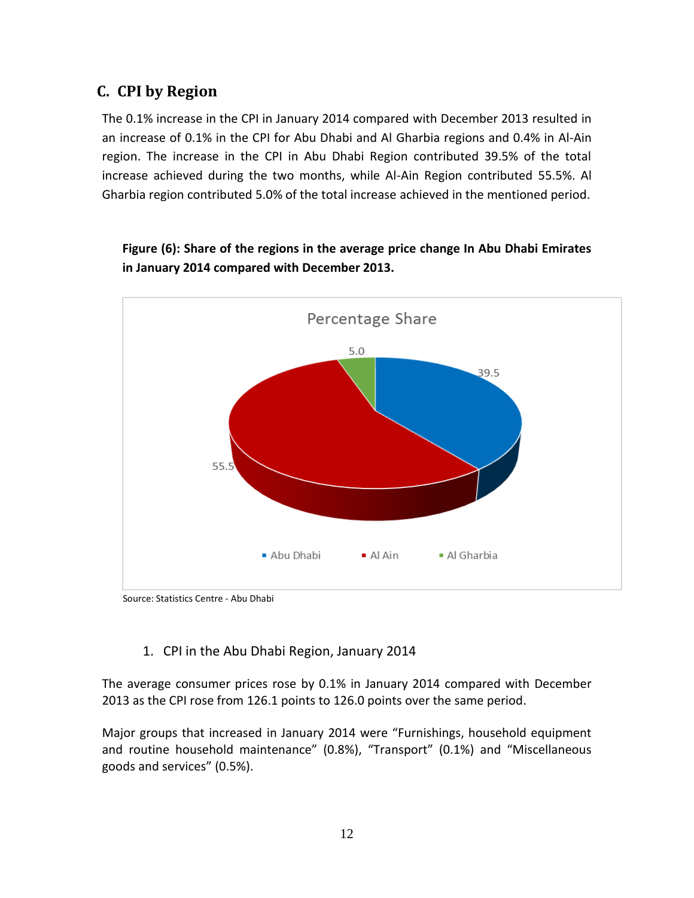## C. CPI by Region

The 0.1% increase in the CPI in January 2014 compared with December 2013 resulted in an increase of 0.1% in the CPI for Abu Dhabi and Al Gharbia regions and 0.4% in Al-Ain region. The increase in the CPI in Abu Dhabi Region contributed 39.5% of the total increase achieved during the two months, while Al-Ain Region contributed 55.5%. Al Gharbia region contributed 5.0% of the total increase achieved in the mentioned period.

**Figure (6): Share of the regions in the average price change In Abu Dhabi Emirates in January 2014 compared with December 2013.**

Percentage Share

| Region | Share |
|---|---|
| Abu Dhabi | 39.5 |
| Al Ain | 55.5 |
| Al Gharbia | 5.0 |

Source: Statistics Centre - Abu Dhabi

1. CPI in the Abu Dhabi Region, January 2014

The average consumer prices rose by 0.1% in January 2014 compared with December 2013 as the CPI rose from 126.1 points to 126.0 points over the same period.

Major groups that increased in January 2014 were "Furnishings, household equipment and routine household maintenance" (0.8%), "Transport" (0.1%) and "Miscellaneous goods and services" (0.5%).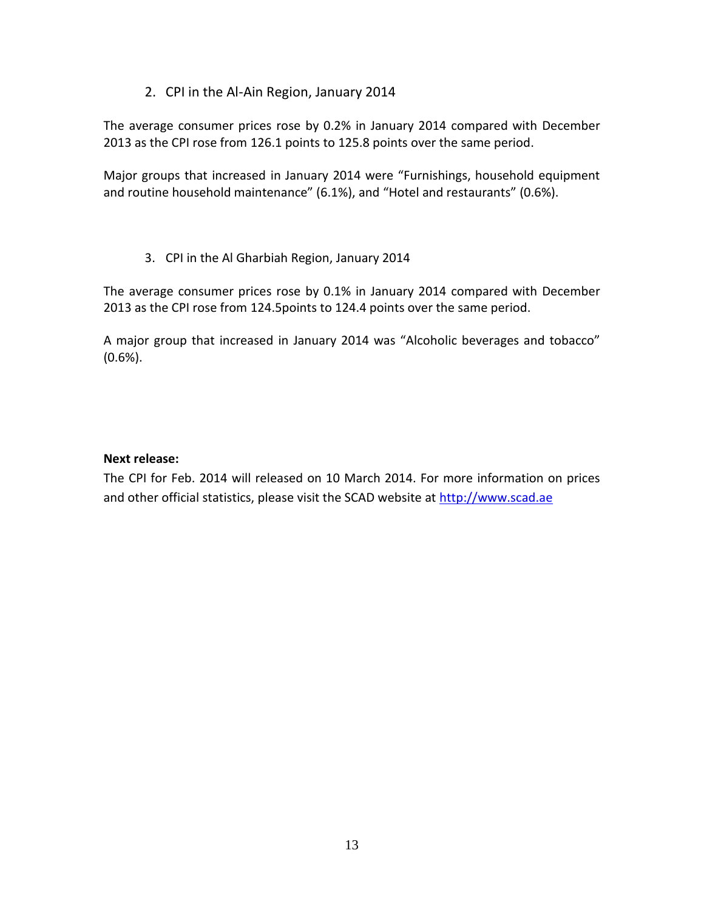2. CPI in the Al-Ain Region, January 2014

The average consumer prices rose by 0.2% in January 2014 compared with December 2013 as the CPI rose from 126.1 points to 125.8 points over the same period.

Major groups that increased in January 2014 were "Furnishings, household equipment and routine household maintenance" (6.1%), and "Hotel and restaurants" (0.6%).

3. CPI in the Al Gharbiah Region, January 2014

The average consumer prices rose by 0.1% in January 2014 compared with December 2013 as the CPI rose from 124.5points to 124.4 points over the same period.

A major group that increased in January 2014 was "Alcoholic beverages and tobacco" (0.6%).

**Next release:**

The CPI for Feb. 2014 will released on 10 March 2014. For more information on prices and other official statistics, please visit the SCAD website at [http://www.scad.ae](http://www.scad.ae)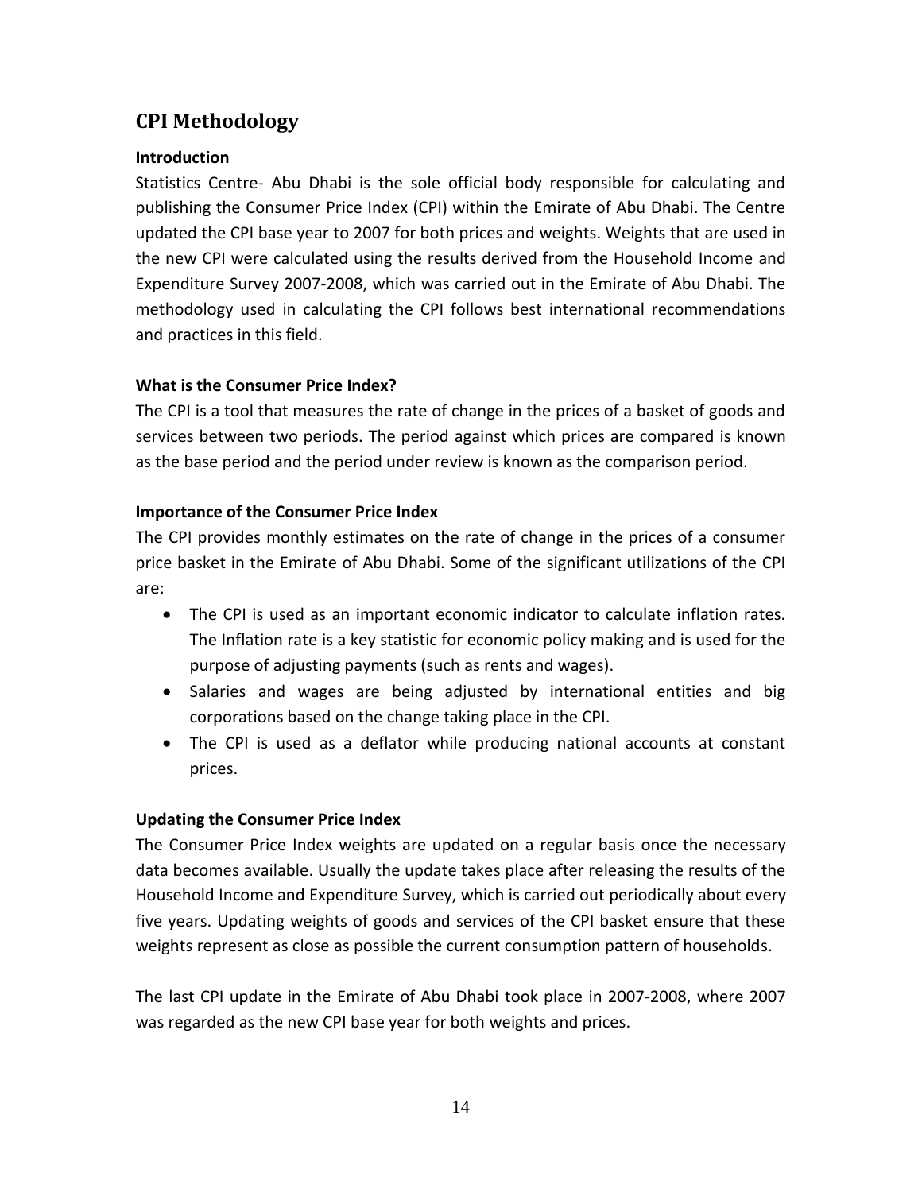## CPI Methodology

### Introduction

Statistics Centre- Abu Dhabi is the sole official body responsible for calculating and publishing the Consumer Price Index (CPI) within the Emirate of Abu Dhabi. The Centre updated the CPI base year to 2007 for both prices and weights. Weights that are used in the new CPI were calculated using the results derived from the Household Income and Expenditure Survey 2007-2008, which was carried out in the Emirate of Abu Dhabi. The methodology used in calculating the CPI follows best international recommendations and practices in this field.

### What is the Consumer Price Index?

The CPI is a tool that measures the rate of change in the prices of a basket of goods and services between two periods. The period against which prices are compared is known as the base period and the period under review is known as the comparison period.

### Importance of the Consumer Price Index

The CPI provides monthly estimates on the rate of change in the prices of a consumer price basket in the Emirate of Abu Dhabi. Some of the significant utilizations of the CPI are:

- The CPI is used as an important economic indicator to calculate inflation rates. The Inflation rate is a key statistic for economic policy making and is used for the purpose of adjusting payments (such as rents and wages).
- Salaries and wages are being adjusted by international entities and big corporations based on the change taking place in the CPI.
- The CPI is used as a deflator while producing national accounts at constant prices.

### Updating the Consumer Price Index

The Consumer Price Index weights are updated on a regular basis once the necessary data becomes available. Usually the update takes place after releasing the results of the Household Income and Expenditure Survey, which is carried out periodically about every five years. Updating weights of goods and services of the CPI basket ensure that these weights represent as close as possible the current consumption pattern of households.

The last CPI update in the Emirate of Abu Dhabi took place in 2007-2008, where 2007 was regarded as the new CPI base year for both weights and prices.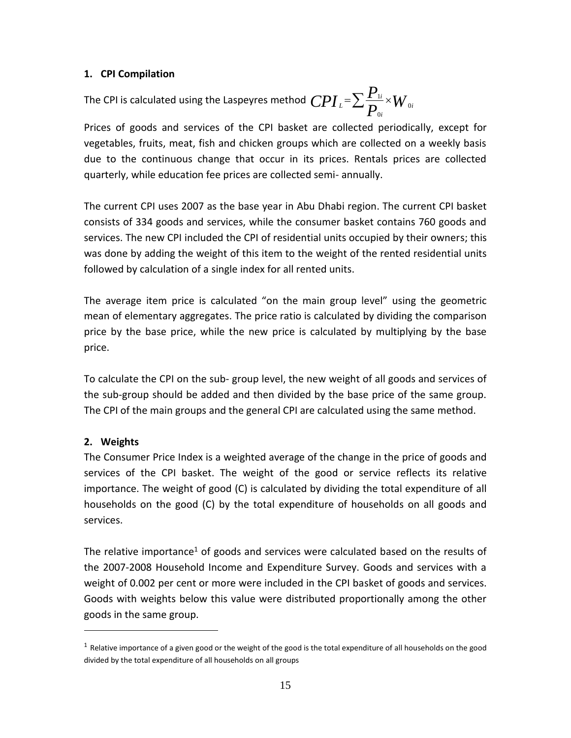## 1. CPI Compilation

The CPI is calculated using the Laspeyres method $CPI_L = \sum \frac{P_{1i}}{P_{0i}} \times W_{0i}$

Prices of goods and services of the CPI basket are collected periodically, except for vegetables, fruits, meat, fish and chicken groups which are collected on a weekly basis due to the continuous change that occur in its prices. Rentals prices are collected quarterly, while education fee prices are collected semi- annually.

The current CPI uses 2007 as the base year in Abu Dhabi region. The current CPI basket consists of 334 goods and services, while the consumer basket contains 760 goods and services. The new CPI included the CPI of residential units occupied by their owners; this was done by adding the weight of this item to the weight of the rented residential units followed by calculation of a single index for all rented units.

The average item price is calculated "on the main group level" using the geometric mean of elementary aggregates. The price ratio is calculated by dividing the comparison price by the base price, while the new price is calculated by multiplying by the base price.

To calculate the CPI on the sub- group level, the new weight of all goods and services of the sub-group should be added and then divided by the base price of the same group. The CPI of the main groups and the general CPI are calculated using the same method.

## 2. Weights

The Consumer Price Index is a weighted average of the change in the price of goods and services of the CPI basket. The weight of the good or service reflects its relative importance. The weight of good (C) is calculated by dividing the total expenditure of all households on the good (C) by the total expenditure of households on all goods and services.

The relative importance[1] of goods and services were calculated based on the results of the 2007-2008 Household Income and Expenditure Survey. Goods and services with a weight of 0.002 per cent or more were included in the CPI basket of goods and services. Goods with weights below this value were distributed proportionally among the other goods in the same group.

---

[1] Relative importance of a given good or the weight of the good is the total expenditure of all households on the good divided by the total expenditure of all households on all groups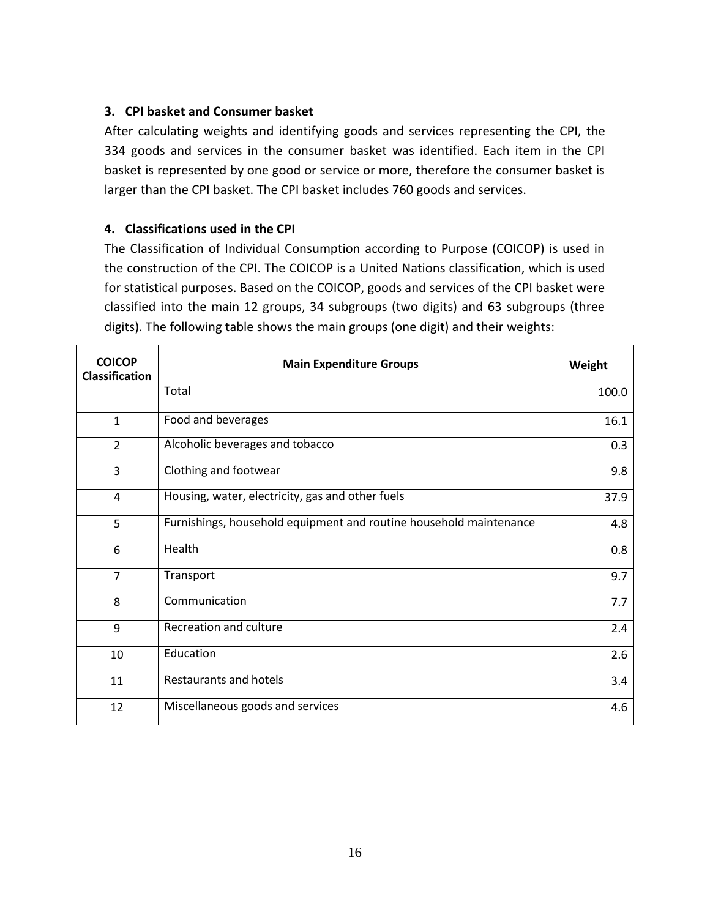### 3. CPI basket and Consumer basket

After calculating weights and identifying goods and services representing the CPI, the 334 goods and services in the consumer basket was identified. Each item in the CPI basket is represented by one good or service or more, therefore the consumer basket is larger than the CPI basket. The CPI basket includes 760 goods and services.

### 4. Classifications used in the CPI

The Classification of Individual Consumption according to Purpose (COICOP) is used in the construction of the CPI. The COICOP is a United Nations classification, which is used for statistical purposes. Based on the COICOP, goods and services of the CPI basket were classified into the main 12 groups, 34 subgroups (two digits) and 63 subgroups (three digits). The following table shows the main groups (one digit) and their weights:

| COICOP Classification | Main Expenditure Groups | Weight |
|---|---|---|
| | Total | 100.0 |
| 1 | Food and beverages | 16.1 |
| 2 | Alcoholic beverages and tobacco | 0.3 |
| 3 | Clothing and footwear | 9.8 |
| 4 | Housing, water, electricity, gas and other fuels | 37.9 |
| 5 | Furnishings, household equipment and routine household maintenance | 4.8 |
| 6 | Health | 0.8 |
| 7 | Transport | 9.7 |
| 8 | Communication | 7.7 |
| 9 | Recreation and culture | 2.4 |
| 10 | Education | 2.6 |
| 11 | Restaurants and hotels | 3.4 |
| 12 | Miscellaneous goods and services | 4.6 |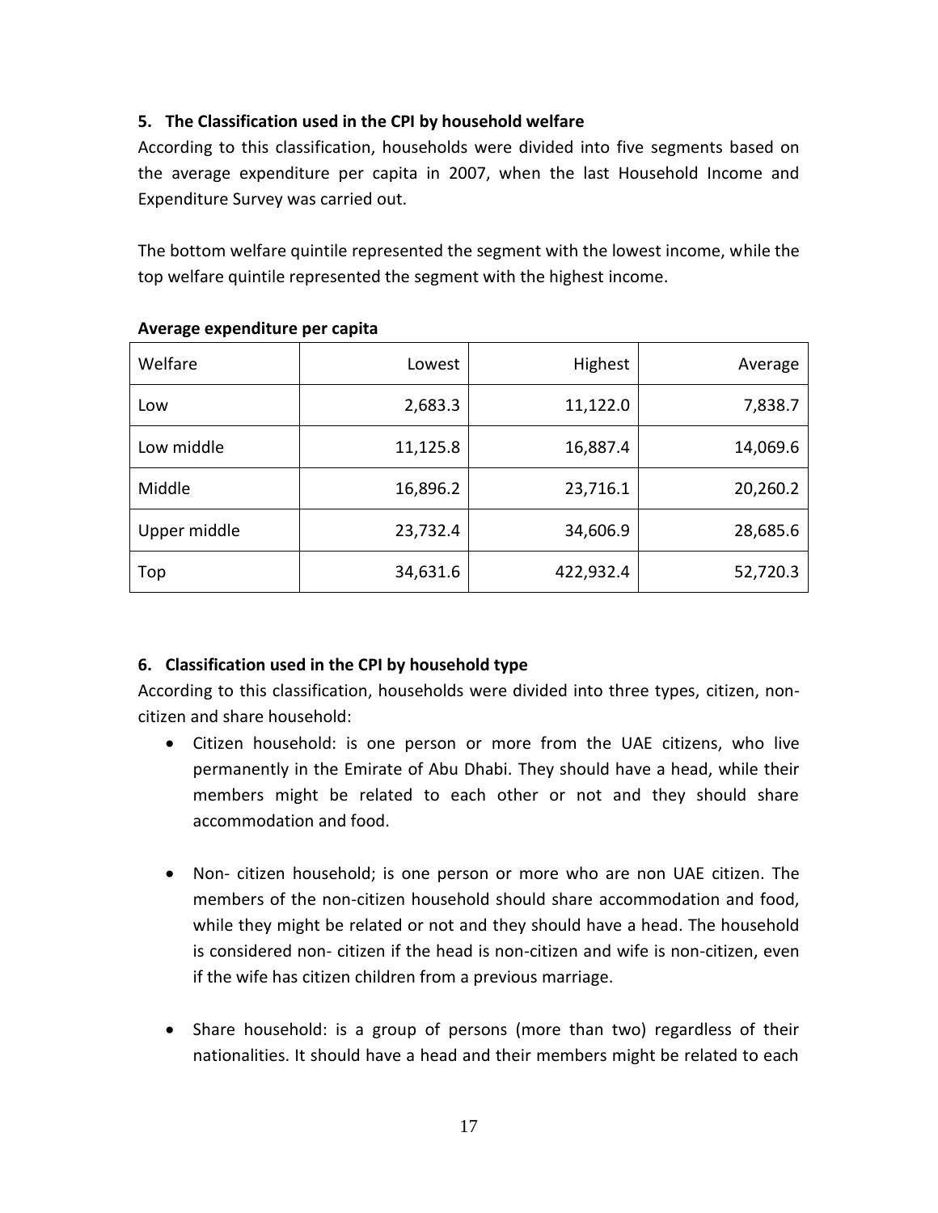**5. The Classification used in the CPI by household welfare**

According to this classification, households were divided into five segments based on the average expenditure per capita in 2007, when the last Household Income and Expenditure Survey was carried out.

The bottom welfare quintile represented the segment with the lowest income, while the top welfare quintile represented the segment with the highest income.

**Average expenditure per capita**

| Welfare | Lowest | Highest | Average |
|---|---|---|---|
| Low | 2,683.3 | 11,122.0 | 7,838.7 |
| Low middle | 11,125.8 | 16,887.4 | 14,069.6 |
| Middle | 16,896.2 | 23,716.1 | 20,260.2 |
| Upper middle | 23,732.4 | 34,606.9 | 28,685.6 |
| Top | 34,631.6 | 422,932.4 | 52,720.3 |

**6. Classification used in the CPI by household type**

According to this classification, households were divided into three types, citizen, non-citizen and share household:

- Citizen household: is one person or more from the UAE citizens, who live permanently in the Emirate of Abu Dhabi. They should have a head, while their members might be related to each other or not and they should share accommodation and food.

- Non- citizen household; is one person or more who are non UAE citizen. The members of the non-citizen household should share accommodation and food, while they might be related or not and they should have a head. The household is considered non- citizen if the head is non-citizen and wife is non-citizen, even if the wife has citizen children from a previous marriage.

- Share household: is a group of persons (more than two) regardless of their nationalities. It should have a head and their members might be related to each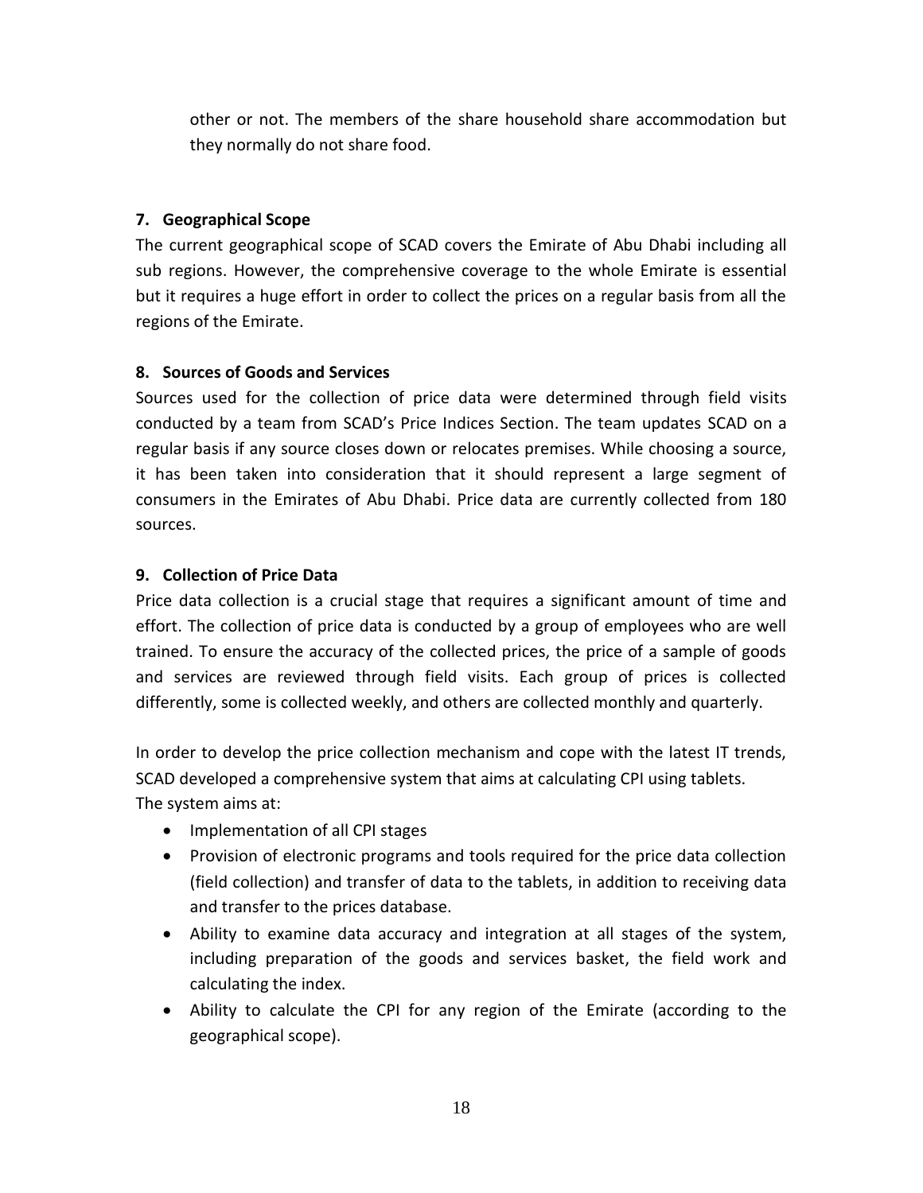other or not. The members of the share household share accommodation but they normally do not share food.

**7. Geographical Scope**

The current geographical scope of SCAD covers the Emirate of Abu Dhabi including all sub regions. However, the comprehensive coverage to the whole Emirate is essential but it requires a huge effort in order to collect the prices on a regular basis from all the regions of the Emirate.

**8. Sources of Goods and Services**

Sources used for the collection of price data were determined through field visits conducted by a team from SCAD's Price Indices Section. The team updates SCAD on a regular basis if any source closes down or relocates premises. While choosing a source, it has been taken into consideration that it should represent a large segment of consumers in the Emirates of Abu Dhabi. Price data are currently collected from 180 sources.

**9. Collection of Price Data**

Price data collection is a crucial stage that requires a significant amount of time and effort. The collection of price data is conducted by a group of employees who are well trained. To ensure the accuracy of the collected prices, the price of a sample of goods and services are reviewed through field visits. Each group of prices is collected differently, some is collected weekly, and others are collected monthly and quarterly.

In order to develop the price collection mechanism and cope with the latest IT trends, SCAD developed a comprehensive system that aims at calculating CPI using tablets.
The system aims at:

- Implementation of all CPI stages
- Provision of electronic programs and tools required for the price data collection (field collection) and transfer of data to the tablets, in addition to receiving data and transfer to the prices database.
- Ability to examine data accuracy and integration at all stages of the system, including preparation of the goods and services basket, the field work and calculating the index.
- Ability to calculate the CPI for any region of the Emirate (according to the geographical scope).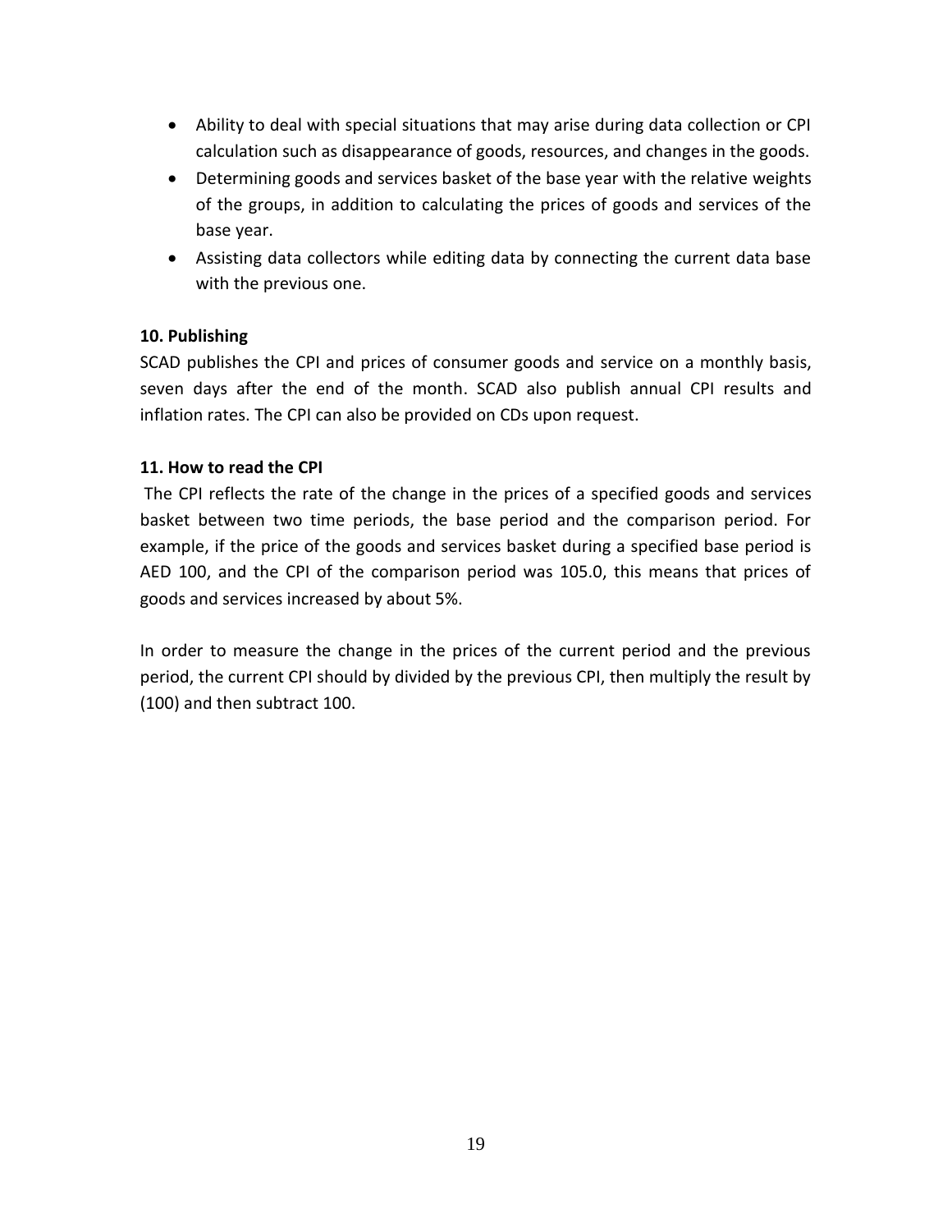- Ability to deal with special situations that may arise during data collection or CPI calculation such as disappearance of goods, resources, and changes in the goods.
- Determining goods and services basket of the base year with the relative weights of the groups, in addition to calculating the prices of goods and services of the base year.
- Assisting data collectors while editing data by connecting the current data base with the previous one.

**10. Publishing**

SCAD publishes the CPI and prices of consumer goods and service on a monthly basis, seven days after the end of the month. SCAD also publish annual CPI results and inflation rates. The CPI can also be provided on CDs upon request.

**11. How to read the CPI**

The CPI reflects the rate of the change in the prices of a specified goods and services basket between two time periods, the base period and the comparison period. For example, if the price of the goods and services basket during a specified base period is AED 100, and the CPI of the comparison period was 105.0, this means that prices of goods and services increased by about 5%.

In order to measure the change in the prices of the current period and the previous period, the current CPI should by divided by the previous CPI, then multiply the result by (100) and then subtract 100.